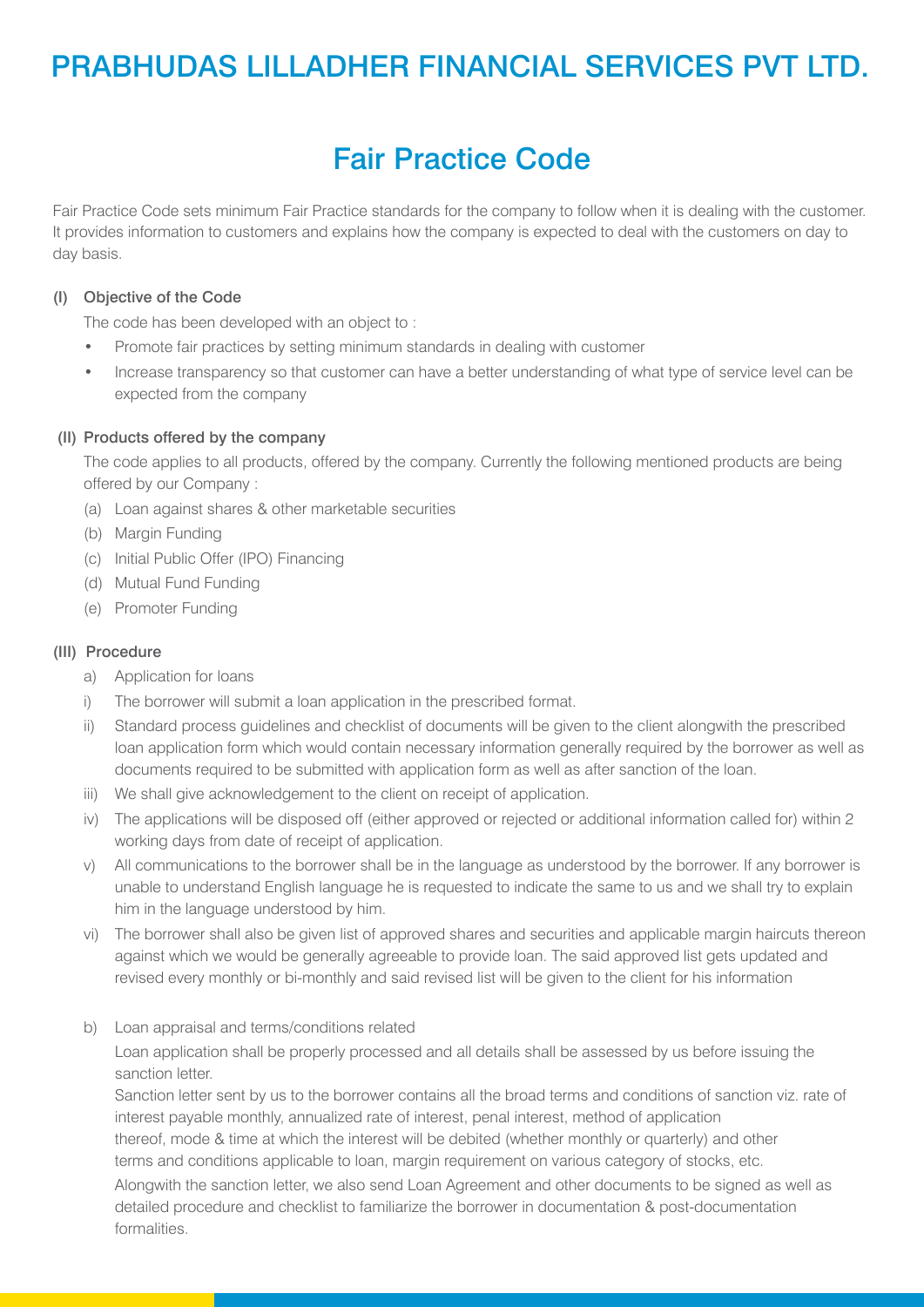# PRABHUDAS LILLADHER FINANCIAL SERVICES PVT LTD.

## Fair Practice Code

Fair Practice Code sets minimum Fair Practice standards for the company to follow when it is dealing with the customer. It provides information to customers and explains how the company is expected to deal with the customers on day to day basis.

### (I) Objective of the Code

The code has been developed with an object to :

- Promote fair practices by setting minimum standards in dealing with customer
- Increase transparency so that customer can have a better understanding of what type of service level can be expected from the company

### (II) Products offered by the company

The code applies to all products, offered by the company. Currently the following mentioned products are being offered by our Company :

(a) Loan against shares & other marketable securities

(b) Margin Funding

(c) Initial Public Offer (IPO) Financing

(d) Mutual Fund Funding

(e) Promoter Funding

### (III) Procedure

a) Application for loans

i) The borrower will submit a loan application in the prescribed format.

ii) Standard process guidelines and checklist of documents will be given to the client alongwith the prescribed loan application form which would contain necessary information generally required by the borrower as well as documents required to be submitted with application form as well as after sanction of the loan.

iii) We shall give acknowledgement to the client on receipt of application.

iv) The applications will be disposed off (either approved or rejected or additional information called for) within 2 working days from date of receipt of application.

v) All communications to the borrower shall be in the language as understood by the borrower. If any borrower is unable to understand English language he is requested to indicate the same to us and we shall try to explain him in the language understood by him.

vi) The borrower shall also be given list of approved shares and securities and applicable margin haircuts thereon against which we would be generally agreeable to provide loan. The said approved list gets updated and revised every monthly or bi-monthly and said revised list will be given to the client for his information

b) Loan appraisal and terms/conditions related

Loan application shall be properly processed and all details shall be assessed by us before issuing the sanction letter.

Sanction letter sent by us to the borrower contains all the broad terms and conditions of sanction viz. rate of interest payable monthly, annualized rate of interest, penal interest, method of application thereof, mode & time at which the interest will be debited (whether monthly or quarterly) and other terms and conditions applicable to loan, margin requirement on various category of stocks, etc.

Alongwith the sanction letter, we also send Loan Agreement and other documents to be signed as well as detailed procedure and checklist to familiarize the borrower in documentation & post-documentation formalities.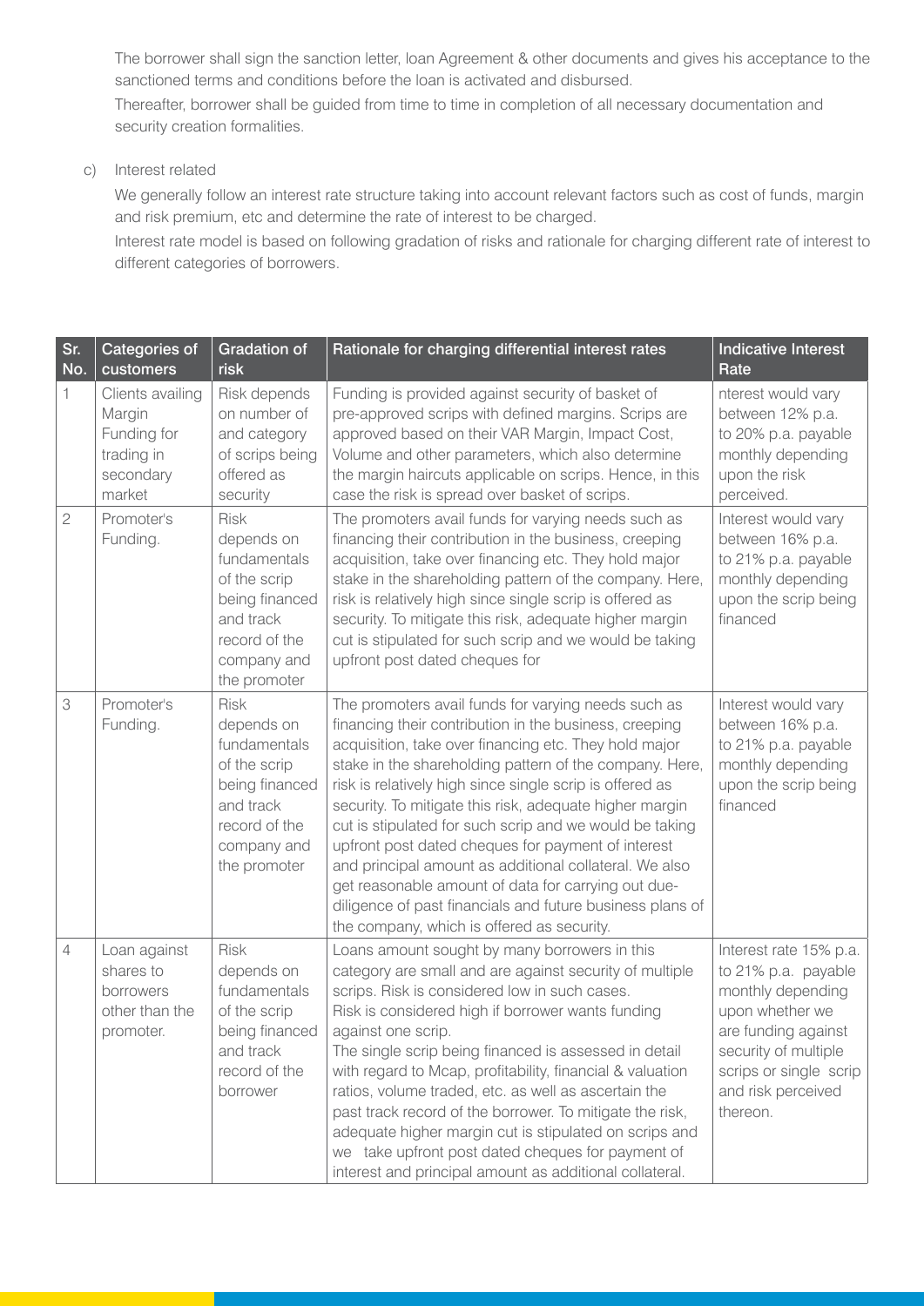The borrower shall sign the sanction letter, loan Agreement & other documents and gives his acceptance to the sanctioned terms and conditions before the loan is activated and disbursed.

Thereafter, borrower shall be guided from time to time in completion of all necessary documentation and security creation formalities.

c) Interest related

We generally follow an interest rate structure taking into account relevant factors such as cost of funds, margin and risk premium, etc and determine the rate of interest to be charged.

Interest rate model is based on following gradation of risks and rationale for charging different rate of interest to different categories of borrowers.

| Sr. No. | Categories of customers | Gradation of risk | Rationale for charging differential interest rates | Indicative Interest Rate |
|---|---|---|---|---|
| 1 | Clients availing Margin Funding for trading in secondary market | Risk depends on number of and category of scrips being offered as security | Funding is provided against security of basket of pre-approved scrips with defined margins. Scrips are approved based on their VAR Margin, Impact Cost, Volume and other parameters, which also determine the margin haircuts applicable on scrips. Hence, in this case the risk is spread over basket of scrips. | nterest would vary between 12% p.a. to 20% p.a. payable monthly depending upon the risk perceived. |
| 2 | Promoter's Funding. | Risk depends on fundamentals of the scrip being financed and track record of the company and the promoter | The promoters avail funds for varying needs such as financing their contribution in the business, creeping acquisition, take over financing etc. They hold major stake in the shareholding pattern of the company. Here, risk is relatively high since single scrip is offered as security. To mitigate this risk, adequate higher margin cut is stipulated for such scrip and we would be taking upfront post dated cheques for | Interest would vary between 16% p.a. to 21% p.a. payable monthly depending upon the scrip being financed |
| 3 | Promoter's Funding. | Risk depends on fundamentals of the scrip being financed and track record of the company and the promoter | The promoters avail funds for varying needs such as financing their contribution in the business, creeping acquisition, take over financing etc. They hold major stake in the shareholding pattern of the company. Here, risk is relatively high since single scrip is offered as security. To mitigate this risk, adequate higher margin cut is stipulated for such scrip and we would be taking upfront post dated cheques for payment of interest and principal amount as additional collateral. We also get reasonable amount of data for carrying out due-diligence of past financials and future business plans of the company, which is offered as security. | Interest would vary between 16% p.a. to 21% p.a. payable monthly depending upon the scrip being financed |
| 4 | Loan against shares to borrowers other than the promoter. | Risk depends on fundamentals of the scrip being financed and track record of the borrower | Loans amount sought by many borrowers in this category are small and are against security of multiple scrips. Risk is considered low in such cases. Risk is considered high if borrower wants funding against one scrip. The single scrip being financed is assessed in detail with regard to Mcap, profitability, financial & valuation ratios, volume traded, etc. as well as ascertain the past track record of the borrower. To mitigate the risk, adequate higher margin cut is stipulated on scrips and we take upfront post dated cheques for payment of interest and principal amount as additional collateral. | Interest rate 15% p.a. to 21% p.a. payable monthly depending upon whether we are funding against security of multiple scrips or single scrip and risk perceived thereon. |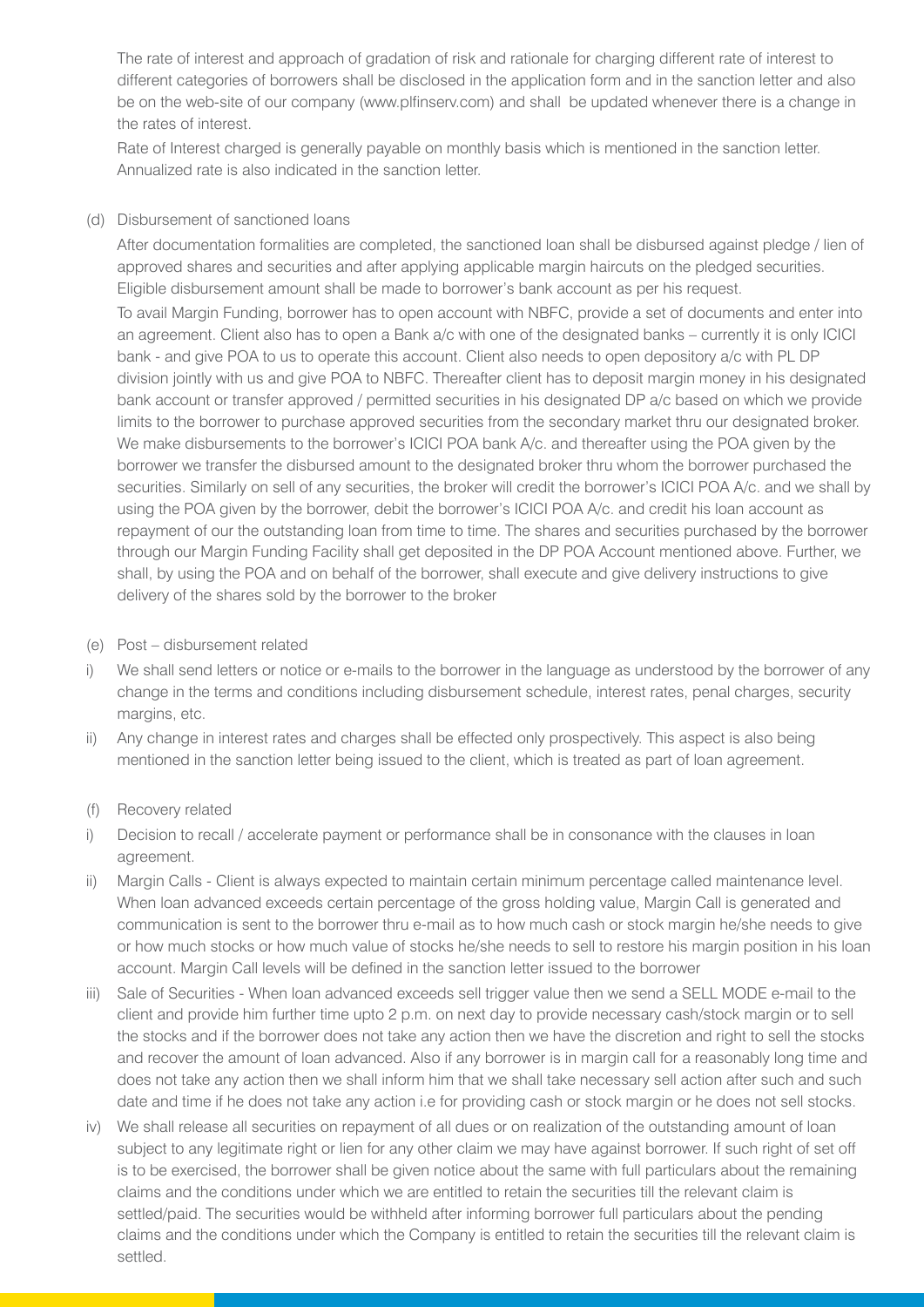The rate of interest and approach of gradation of risk and rationale for charging different rate of interest to different categories of borrowers shall be disclosed in the application form and in the sanction letter and also be on the web-site of our company (www.plfinserv.com) and shall be updated whenever there is a change in the rates of interest.

Rate of Interest charged is generally payable on monthly basis which is mentioned in the sanction letter. Annualized rate is also indicated in the sanction letter.

(d) Disbursement of sanctioned loans

After documentation formalities are completed, the sanctioned loan shall be disbursed against pledge / lien of approved shares and securities and after applying applicable margin haircuts on the pledged securities. Eligible disbursement amount shall be made to borrower's bank account as per his request.

To avail Margin Funding, borrower has to open account with NBFC, provide a set of documents and enter into an agreement. Client also has to open a Bank a/c with one of the designated banks – currently it is only ICICI bank - and give POA to us to operate this account. Client also needs to open depository a/c with PL DP division jointly with us and give POA to NBFC. Thereafter client has to deposit margin money in his designated bank account or transfer approved / permitted securities in his designated DP a/c based on which we provide limits to the borrower to purchase approved securities from the secondary market thru our designated broker. We make disbursements to the borrower's ICICI POA bank A/c. and thereafter using the POA given by the borrower we transfer the disbursed amount to the designated broker thru whom the borrower purchased the securities. Similarly on sell of any securities, the broker will credit the borrower's ICICI POA A/c. and we shall by using the POA given by the borrower, debit the borrower's ICICI POA A/c. and credit his loan account as repayment of our the outstanding loan from time to time. The shares and securities purchased by the borrower through our Margin Funding Facility shall get deposited in the DP POA Account mentioned above. Further, we shall, by using the POA and on behalf of the borrower, shall execute and give delivery instructions to give delivery of the shares sold by the borrower to the broker

(e) Post – disbursement related

i) We shall send letters or notice or e-mails to the borrower in the language as understood by the borrower of any change in the terms and conditions including disbursement schedule, interest rates, penal charges, security margins, etc.

ii) Any change in interest rates and charges shall be effected only prospectively. This aspect is also being mentioned in the sanction letter being issued to the client, which is treated as part of loan agreement.

(f) Recovery related

i) Decision to recall / accelerate payment or performance shall be in consonance with the clauses in loan agreement.

ii) Margin Calls - Client is always expected to maintain certain minimum percentage called maintenance level. When loan advanced exceeds certain percentage of the gross holding value, Margin Call is generated and communication is sent to the borrower thru e-mail as to how much cash or stock margin he/she needs to give or how much stocks or how much value of stocks he/she needs to sell to restore his margin position in his loan account. Margin Call levels will be defined in the sanction letter issued to the borrower

iii) Sale of Securities - When loan advanced exceeds sell trigger value then we send a SELL MODE e-mail to the client and provide him further time upto 2 p.m. on next day to provide necessary cash/stock margin or to sell the stocks and if the borrower does not take any action then we have the discretion and right to sell the stocks and recover the amount of loan advanced. Also if any borrower is in margin call for a reasonably long time and does not take any action then we shall inform him that we shall take necessary sell action after such and such date and time if he does not take any action i.e for providing cash or stock margin or he does not sell stocks.

iv) We shall release all securities on repayment of all dues or on realization of the outstanding amount of loan subject to any legitimate right or lien for any other claim we may have against borrower. If such right of set off is to be exercised, the borrower shall be given notice about the same with full particulars about the remaining claims and the conditions under which we are entitled to retain the securities till the relevant claim is settled/paid. The securities would be withheld after informing borrower full particulars about the pending claims and the conditions under which the Company is entitled to retain the securities till the relevant claim is settled.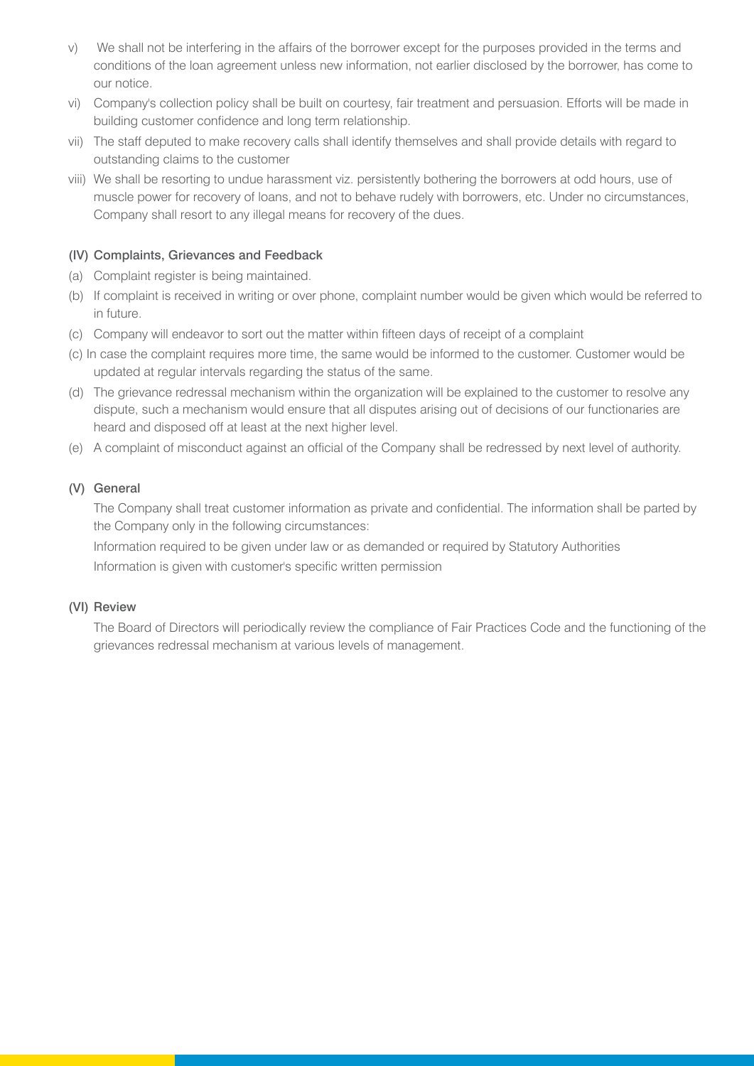v) We shall not be interfering in the affairs of the borrower except for the purposes provided in the terms and conditions of the loan agreement unless new information, not earlier disclosed by the borrower, has come to our notice.

vi) Company's collection policy shall be built on courtesy, fair treatment and persuasion. Efforts will be made in building customer confidence and long term relationship.

vii) The staff deputed to make recovery calls shall identify themselves and shall provide details with regard to outstanding claims to the customer

viii) We shall be resorting to undue harassment viz. persistently bothering the borrowers at odd hours, use of muscle power for recovery of loans, and not to behave rudely with borrowers, etc. Under no circumstances, Company shall resort to any illegal means for recovery of the dues.

### (IV) Complaints, Grievances and Feedback

(a) Complaint register is being maintained.

(b) If complaint is received in writing or over phone, complaint number would be given which would be referred to in future.

(c) Company will endeavor to sort out the matter within fifteen days of receipt of a complaint

(c) In case the complaint requires more time, the same would be informed to the customer. Customer would be updated at regular intervals regarding the status of the same.

(d) The grievance redressal mechanism within the organization will be explained to the customer to resolve any dispute, such a mechanism would ensure that all disputes arising out of decisions of our functionaries are heard and disposed off at least at the next higher level.

(e) A complaint of misconduct against an official of the Company shall be redressed by next level of authority.

### (V) General

The Company shall treat customer information as private and confidential. The information shall be parted by the Company only in the following circumstances:

Information required to be given under law or as demanded or required by Statutory Authorities

Information is given with customer's specific written permission

### (VI) Review

The Board of Directors will periodically review the compliance of Fair Practices Code and the functioning of the grievances redressal mechanism at various levels of management.